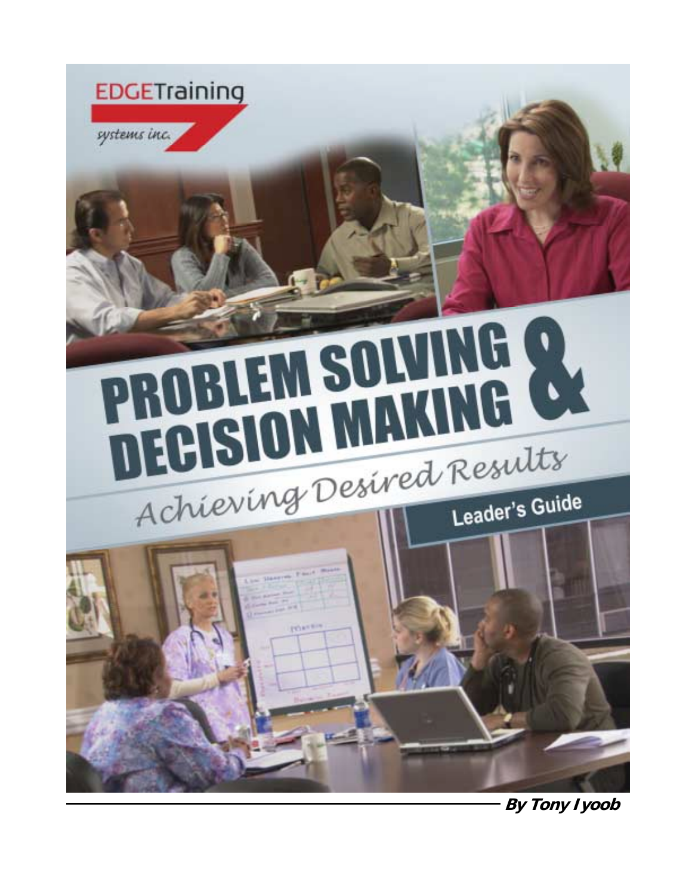EDGETraining
systems inc.

# PROBLEM SOLVING & DECISION MAKING

*Achieving Desired Results*

**Leader's Guide**

**By Tony Iyoob**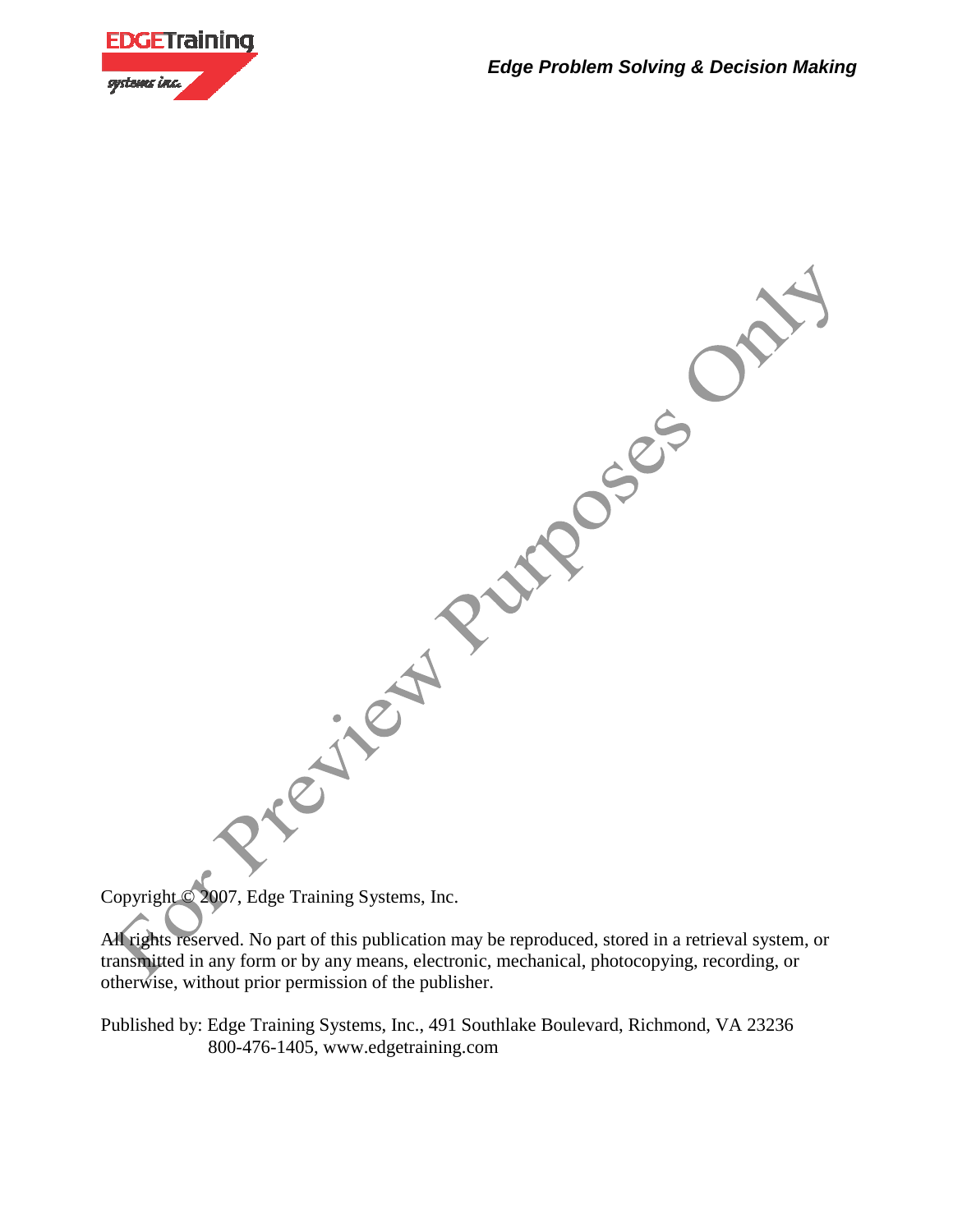Copyright © 2007, Edge Training Systems, Inc.

All rights reserved. No part of this publication may be reproduced, stored in a retrieval system, or transmitted in any form or by any means, electronic, mechanical, photocopying, recording, or otherwise, without prior permission of the publisher.

Published by: Edge Training Systems, Inc., 491 Southlake Boulevard, Richmond, VA 23236
800-476-1405, www.edgetraining.com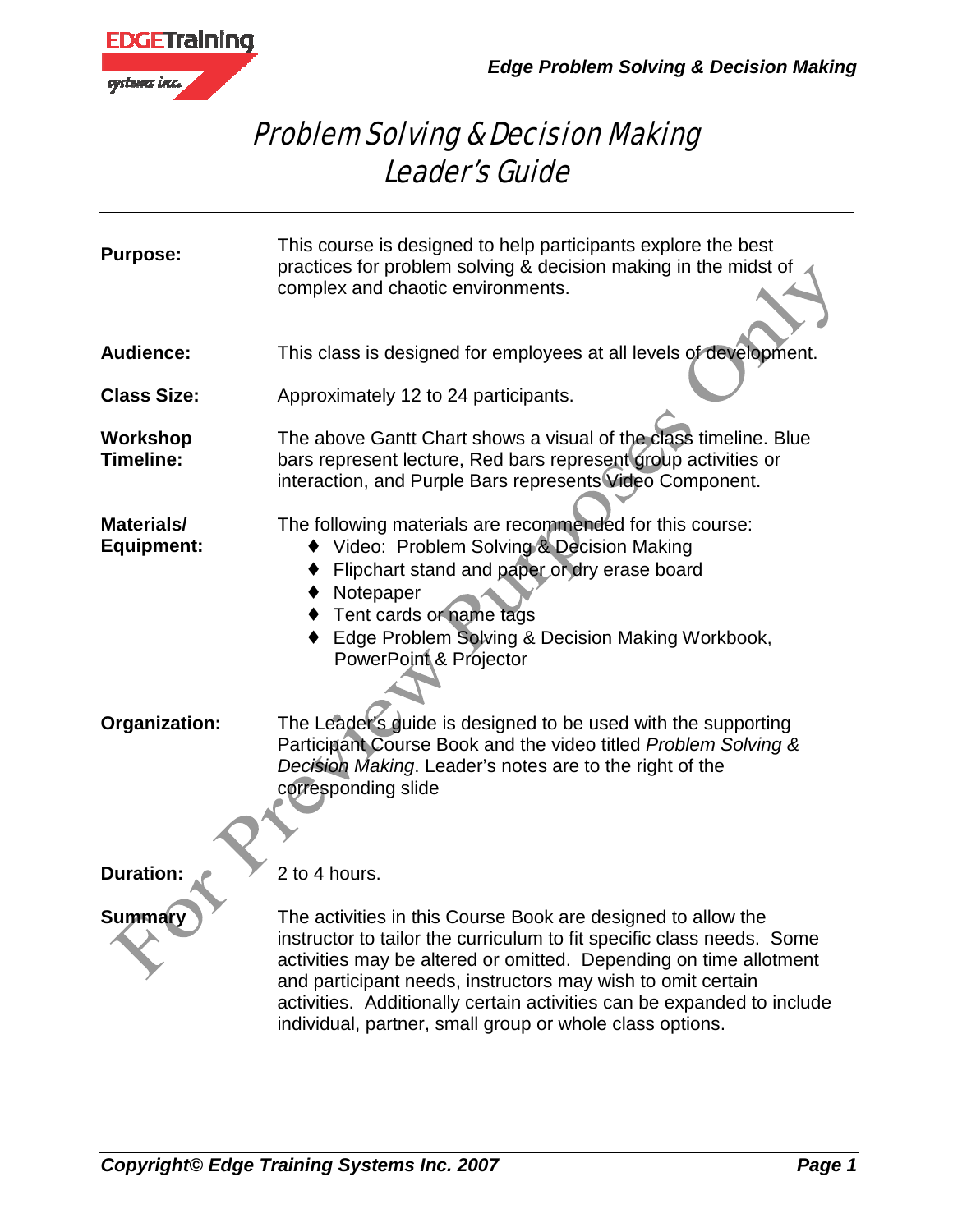# Problem Solving & Decision Making Leader's Guide

| | |
|---|---|
| **Purpose:** | This course is designed to help participants explore the best practices for problem solving & decision making in the midst of complex and chaotic environments. |
| **Audience:** | This class is designed for employees at all levels of development. |
| **Class Size:** | Approximately 12 to 24 participants. |
| **Workshop Timeline:** | The above Gantt Chart shows a visual of the class timeline. Blue bars represent lecture, Red bars represent group activities or interaction, and Purple Bars represents Video Component. |
| **Materials/ Equipment:** | The following materials are recommended for this course: ♦ Video: Problem Solving & Decision Making ♦ Flipchart stand and paper or dry erase board ♦ Notepaper ♦ Tent cards or name tags ♦ Edge Problem Solving & Decision Making Workbook, PowerPoint & Projector |
| **Organization:** | The Leader's guide is designed to be used with the supporting Participant Course Book and the video titled *Problem Solving & Decision Making*. Leader's notes are to the right of the corresponding slide |
| **Duration:** | 2 to 4 hours. |
| **Summary** | The activities in this Course Book are designed to allow the instructor to tailor the curriculum to fit specific class needs. Some activities may be altered or omitted. Depending on time allotment and participant needs, instructors may wish to omit certain activities. Additionally certain activities can be expanded to include individual, partner, small group or whole class options. |

***Copyright© Edge Training Systems Inc. 2007***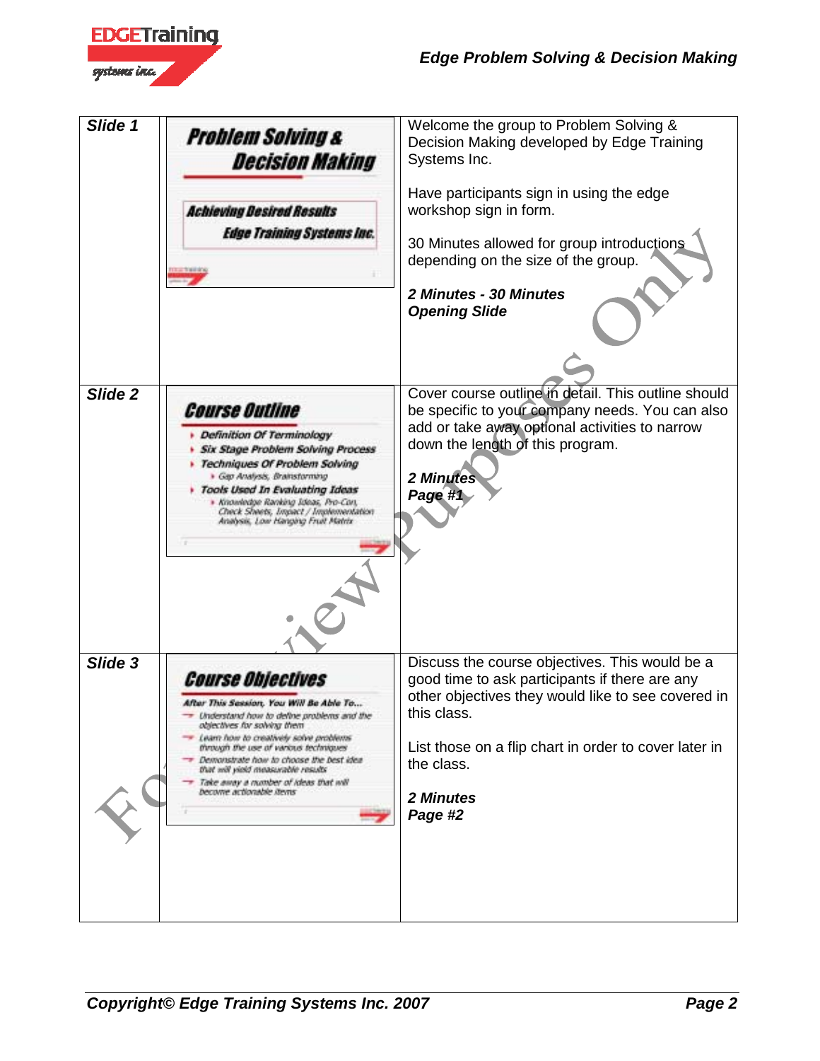| | | |
|---|---|---|
| ***Slide 1*** | **Problem Solving & Decision Making**<br>***Achieving Desired Results***<br>***Edge Training Systems Inc.*** | Welcome the group to Problem Solving & Decision Making developed by Edge Training Systems Inc.<br><br>Have participants sign in using the edge workshop sign in form.<br><br>30 Minutes allowed for group introductions depending on the size of the group.<br><br>***2 Minutes - 30 Minutes***<br>***Opening Slide*** |
| ***Slide 2*** | **Course Outline**<br>- *Definition Of Terminology*<br>- *Six Stage Problem Solving Process*<br>- *Techniques Of Problem Solving*<br>  - *Gap Analysis, Brainstorming*<br>- *Tools Used In Evaluating Ideas*<br>  - *Knowledge Ranking Ideas, Pro-Con, Check Sheets, Impact / Implementation Analysis, Low Hanging Fruit Matrix* | Cover course outline in detail. This outline should be specific to your company needs. You can also add or take away optional activities to narrow down the length of this program.<br><br>***2 Minutes***<br>***Page #1*** |
| ***Slide 3*** | **Course Objectives**<br>*After This Session, You Will Be Able To...*<br>- *Understand how to define problems and the objectives for solving them*<br>- *Learn how to creatively solve problems through the use of various techniques*<br>- *Demonstrate how to choose the best idea that will yield measurable results*<br>- *Take away a number of ideas that will become actionable items* | Discuss the course objectives. This would be a good time to ask participants if there are any other objectives they would like to see covered in this class.<br><br>List those on a flip chart in order to cover later in the class.<br><br>***2 Minutes***<br>***Page #2*** |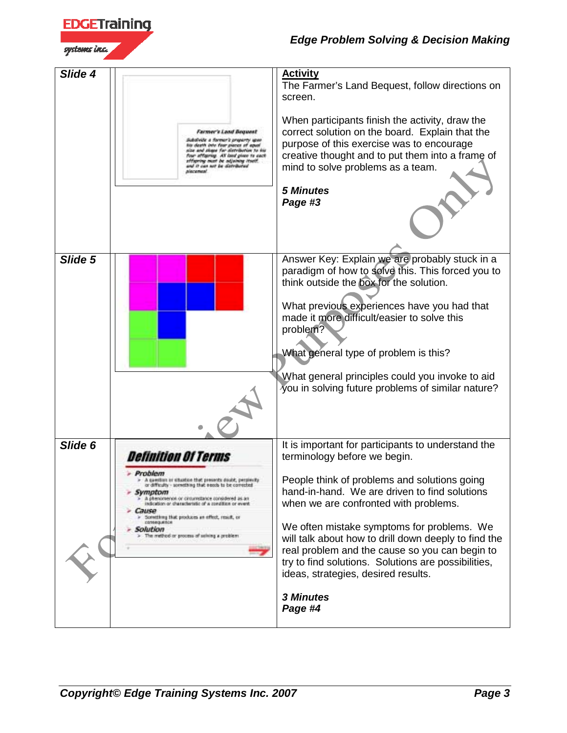| | | |
|---|---|---|
| ***Slide 4*** | Farmer's Land Bequest<br>Subdivide a farmer's property upon his death into four pieces of equal size and shape for distribution to his four offspring. All land given to each offspring must be adjoining itself, and it can not be distributed piecemeal. | **Activity**<br>The Farmer's Land Bequest, follow directions on screen.<br><br>When participants finish the activity, draw the correct solution on the board. Explain that the purpose of this exercise was to encourage creative thought and to put them into a frame of mind to solve problems as a team.<br><br>***5 Minutes***<br>***Page #3*** |
| ***Slide 5*** | | Answer Key: Explain we are probably stuck in a paradigm of how to solve this. This forced you to think outside the box for the solution.<br><br>What previous experiences have you had that made it more difficult/easier to solve this problem?<br><br>What general type of problem is this?<br><br>What general principles could you invoke to aid you in solving future problems of similar nature? |
| ***Slide 6*** | **Definition Of Terms**<br>- Problem<br>  - A question or situation that presents doubt, perplexity or difficulty - something that needs to be corrected<br>- Symptom<br>  - A phenomenon or circumstance considered as an indication or characteristic of a condition or event<br>- Cause<br>  - Something that produces an effect, result, or consequence<br>- Solution<br>  - The method or process of solving a problem | It is important for participants to understand the terminology before we begin.<br><br>People think of problems and solutions going hand-in-hand. We are driven to find solutions when we are confronted with problems.<br><br>We often mistake symptoms for problems. We will talk about how to drill down deeply to find the real problem and the cause so you can begin to try to find solutions. Solutions are possibilities, ideas, strategies, desired results.<br><br>***3 Minutes***<br>***Page #4*** |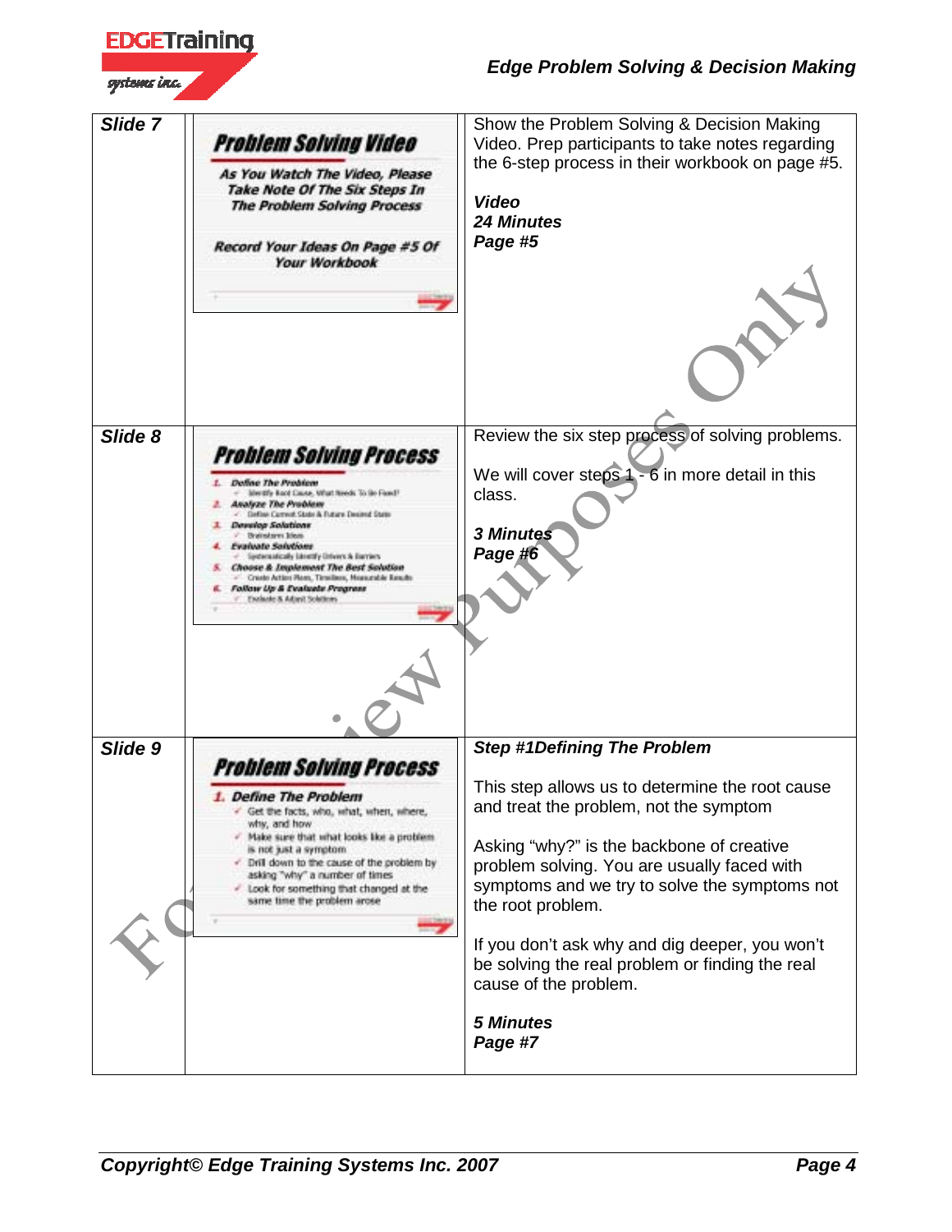| | | |
|---|---|---|
| ***Slide 7*** | ***Problem Solving Video*** <br> *As You Watch The Video, Please Take Note Of The Six Steps In The Problem Solving Process* <br> *Record Your Ideas On Page #5 Of Your Workbook* | Show the Problem Solving & Decision Making Video. Prep participants to take notes regarding the 6-step process in their workbook on page #5. <br><br> ***Video*** <br> ***24 Minutes*** <br> ***Page #5*** |
| ***Slide 8*** | ***Problem Solving Process*** <br> 1. *Define The Problem* <br> ✓ Identify Root Cause, What Needs To Be Fixed? <br> 2. *Analyze The Problem* <br> ✓ Define Current State & Future Desired State <br> 3. *Develop Solutions* <br> ✓ Brainstorm Ideas <br> 4. *Evaluate Solutions* <br> ✓ Systematically Identify Drivers & Barriers <br> 5. *Choose & Implement The Best Solution* <br> ✓ Create Action Plans, Timelines, Measurable Results <br> 6. *Follow Up & Evaluate Progress* <br> ✓ Evaluate & Adjust Solutions | Review the six step process of solving problems. <br><br> We will cover steps 1 - 6 in more detail in this class. <br><br> ***3 Minutes*** <br> ***Page #6*** |
| ***Slide 9*** | ***Problem Solving Process*** <br> 1. *Define The Problem* <br> ✓ Get the facts, who, what, when, where, why, and how <br> ✓ Make sure that what looks like a problem is not just a symptom <br> ✓ Drill down to the cause of the problem by asking "why" a number of times <br> ✓ Look for something that changed at the same time the problem arose | ***Step #1Defining The Problem*** <br><br> This step allows us to determine the root cause and treat the problem, not the symptom <br><br> Asking "why?" is the backbone of creative problem solving. You are usually faced with symptoms and we try to solve the symptoms not the root problem. <br><br> If you don't ask why and dig deeper, you won't be solving the real problem or finding the real cause of the problem. <br><br> ***5 Minutes*** <br> ***Page #7*** |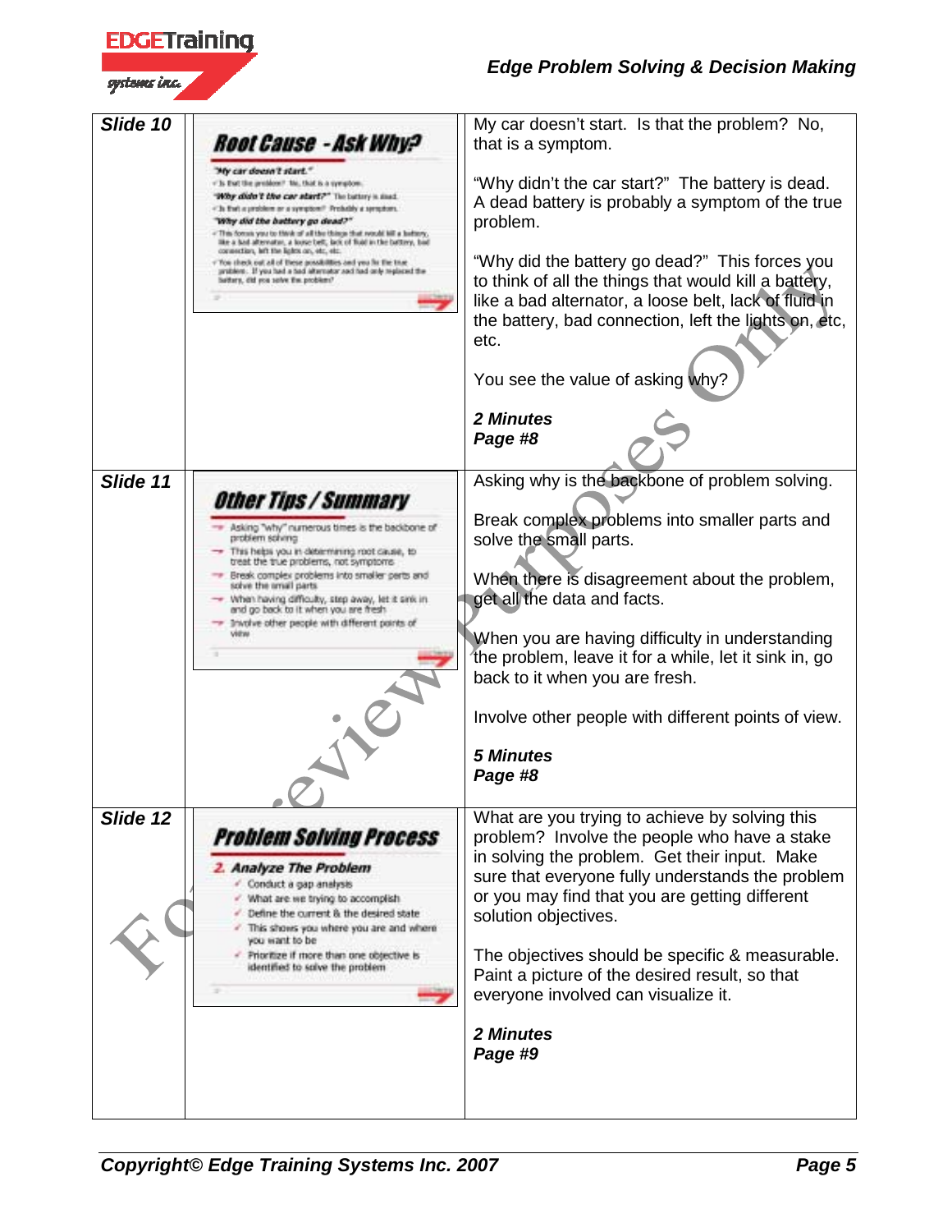| | | |
|---|---|---|
| ***Slide 10*** | **Root Cause - Ask Why?**<br>"My car doesn't start."<br>✓ Is that the problem? No, that is a symptom.<br>"Why didn't the car start?" The battery is dead.<br>✓ Is that a problem or a symptom? Probably a symptom.<br>"Why did the battery go dead?"<br>✓ This forces you to think of all the things that would kill a battery, like a bad alternator, a loose belt, lack of fluid in the battery, bad connection, left the lights on, etc, etc.<br>✓ You check out all of these possibilities and you fix the true problem. If you had a bad alternator and had only replaced the battery, did you solve the problem? | My car doesn't start. Is that the problem? No, that is a symptom.<br><br>"Why didn't the car start?" The battery is dead. A dead battery is probably a symptom of the true problem.<br><br>"Why did the battery go dead?" This forces you to think of all the things that would kill a battery, like a bad alternator, a loose belt, lack of fluid in the battery, bad connection, left the lights on, etc, etc.<br><br>You see the value of asking why?<br><br>***2 Minutes***<br>***Page #8*** |
| ***Slide 11*** | **Other Tips / Summary**<br>- Asking "why" numerous times is the backbone of problem solving<br>- This helps you in determining root cause, to treat the true problems, not symptoms<br>- Break complex problems into smaller parts and solve the small parts<br>- When having difficulty, step away, let it sink in and go back to it when you are fresh<br>- Involve other people with different points of view | Asking why is the backbone of problem solving.<br><br>Break complex problems into smaller parts and solve the small parts.<br><br>When there is disagreement about the problem, get all the data and facts.<br><br>When you are having difficulty in understanding the problem, leave it for a while, let it sink in, go back to it when you are fresh.<br><br>Involve other people with different points of view.<br><br>***5 Minutes***<br>***Page #8*** |
| ***Slide 12*** | **Problem Solving Process**<br>**2. Analyze The Problem**<br>✓ Conduct a gap analysis<br>✓ What are we trying to accomplish<br>✓ Define the current & the desired state<br>✓ This shows you where you are and where you want to be<br>✓ Prioritize if more than one objective is identified to solve the problem | What are you trying to achieve by solving this problem? Involve the people who have a stake in solving the problem. Get their input. Make sure that everyone fully understands the problem or you may find that you are getting different solution objectives.<br><br>The objectives should be specific & measurable. Paint a picture of the desired result, so that everyone involved can visualize it.<br><br>***2 Minutes***<br>***Page #9*** |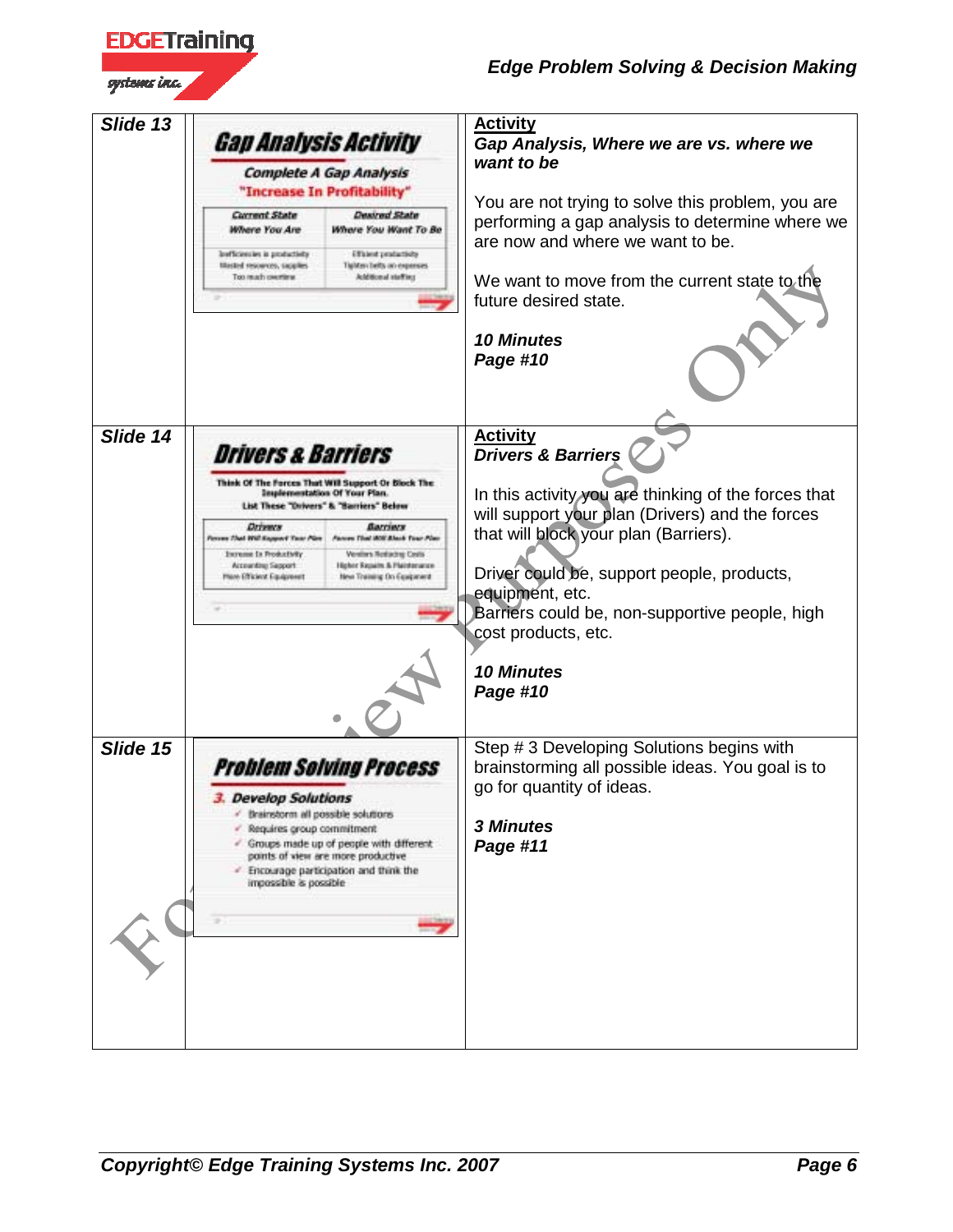| | | |
|---|---|---|
| ***Slide 13*** | **Gap Analysis Activity**<br>Complete A Gap Analysis<br>"Increase In Profitability"<br>Current State / Where You Are: Inefficiencies in productivity; Wasted resources, supplies; Too much overtime<br>Desired State / Where You Want To Be: Efficient productivity; Tighten belts on expenses; Additional staffing | **<u>Activity</u>**<br>***Gap Analysis, Where we are vs. where we want to be***<br><br>You are not trying to solve this problem, you are performing a gap analysis to determine where we are now and where we want to be.<br><br>We want to move from the current state to the future desired state.<br><br>***10 Minutes***<br>***Page #10*** |
| ***Slide 14*** | **Drivers & Barriers**<br>Think Of The Forces That Will Support Or Block The Implementation Of Your Plan. List These "Drivers" & "Barriers" Below<br>Drivers / Forces That Will Support Your Plan: Increase In Productivity; Accounting Support; More Efficient Equipment<br>Barriers / Forces That Will Block Your Plan: Vendors Reducing Costs; Higher Repairs & Maintenance; New Training On Equipment | **<u>Activity</u>**<br>***Drivers & Barriers***<br><br>In this activity you are thinking of the forces that will support your plan (Drivers) and the forces that will block your plan (Barriers).<br><br>Driver could be, support people, products, equipment, etc.<br>Barriers could be, non-supportive people, high cost products, etc.<br><br>***10 Minutes***<br>***Page #10*** |
| ***Slide 15*** | **Problem Solving Process**<br>3. Develop Solutions<br>✓ Brainstorm all possible solutions<br>✓ Requires group commitment<br>✓ Groups made up of people with different points of view are more productive<br>✓ Encourage participation and think the impossible is possible | Step # 3 Developing Solutions begins with brainstorming all possible ideas. You goal is to go for quantity of ideas.<br><br>***3 Minutes***<br>***Page #11*** |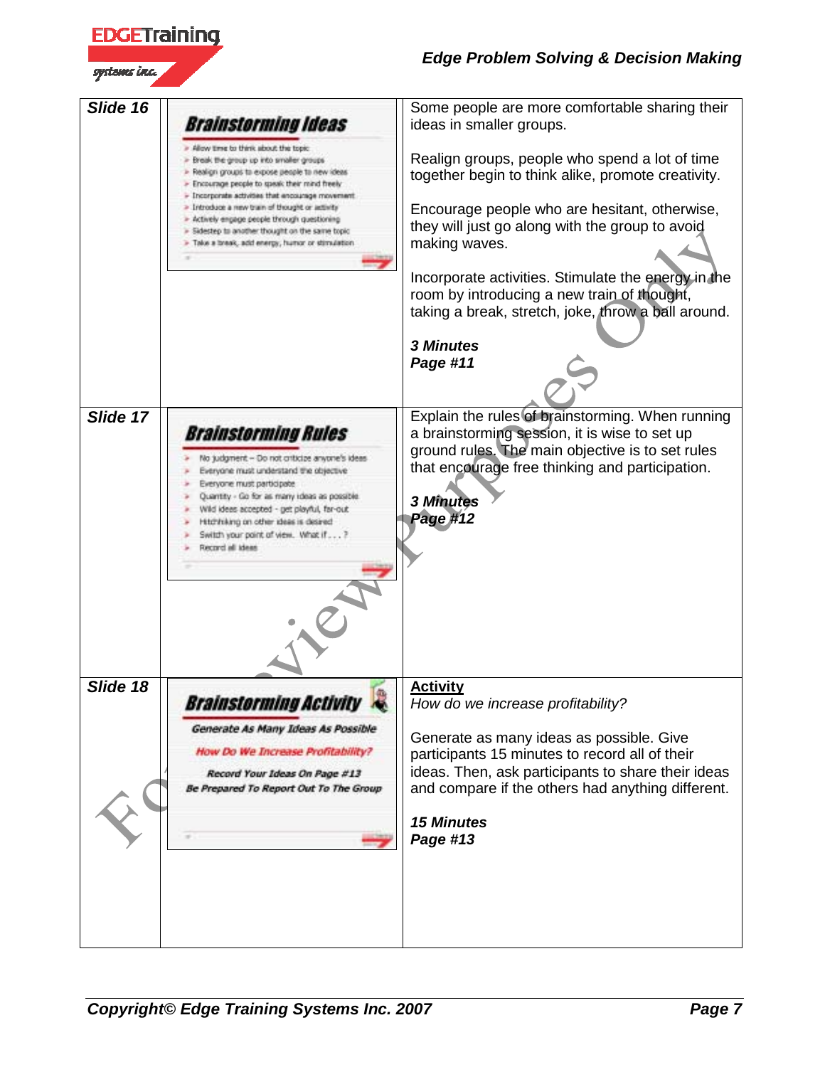| Slide | Slide Content | Notes |
| --- | --- | --- |
| **Slide 16** | **Brainstorming Ideas**<br>- Allow time to think about the topic<br>- Break the group up into smaller groups<br>- Realign groups to expose people to new ideas<br>- Encourage people to speak their mind freely<br>- Incorporate activities that encourage movement<br>- Introduce a new train of thought or activity<br>- Actively engage people through questioning<br>- Sidestep to another thought on the same topic<br>- Take a break, add energy, humor or stimulation | Some people are more comfortable sharing their ideas in smaller groups.<br><br>Realign groups, people who spend a lot of time together begin to think alike, promote creativity.<br><br>Encourage people who are hesitant, otherwise, they will just go along with the group to avoid making waves.<br><br>Incorporate activities. Stimulate the energy in the room by introducing a new train of thought, taking a break, stretch, joke, throw a ball around.<br><br>***3 Minutes***<br>***Page #11*** |
| **Slide 17** | **Brainstorming Rules**<br>- No judgment – Do not criticize anyone's ideas<br>- Everyone must understand the objective<br>- Everyone must participate<br>- Quantity - Go for as many ideas as possible<br>- Wild ideas accepted - get playful, far-out<br>- Hitchhiking on other ideas is desired<br>- Switch your point of view. What if . . . ?<br>- Record all ideas | Explain the rules of brainstorming. When running a brainstorming session, it is wise to set up ground rules. The main objective is to set rules that encourage free thinking and participation.<br><br>***3 Minutes***<br>***Page #12*** |
| **Slide 18** | **Brainstorming Activity**<br>Generate As Many Ideas As Possible<br>How Do We Increase Profitability?<br>Record Your Ideas On Page #13<br>Be Prepared To Report Out To The Group | **Activity**<br>*How do we increase profitability?*<br><br>Generate as many ideas as possible. Give participants 15 minutes to record all of their ideas. Then, ask participants to share their ideas and compare if the others had anything different.<br><br>***15 Minutes***<br>***Page #13*** |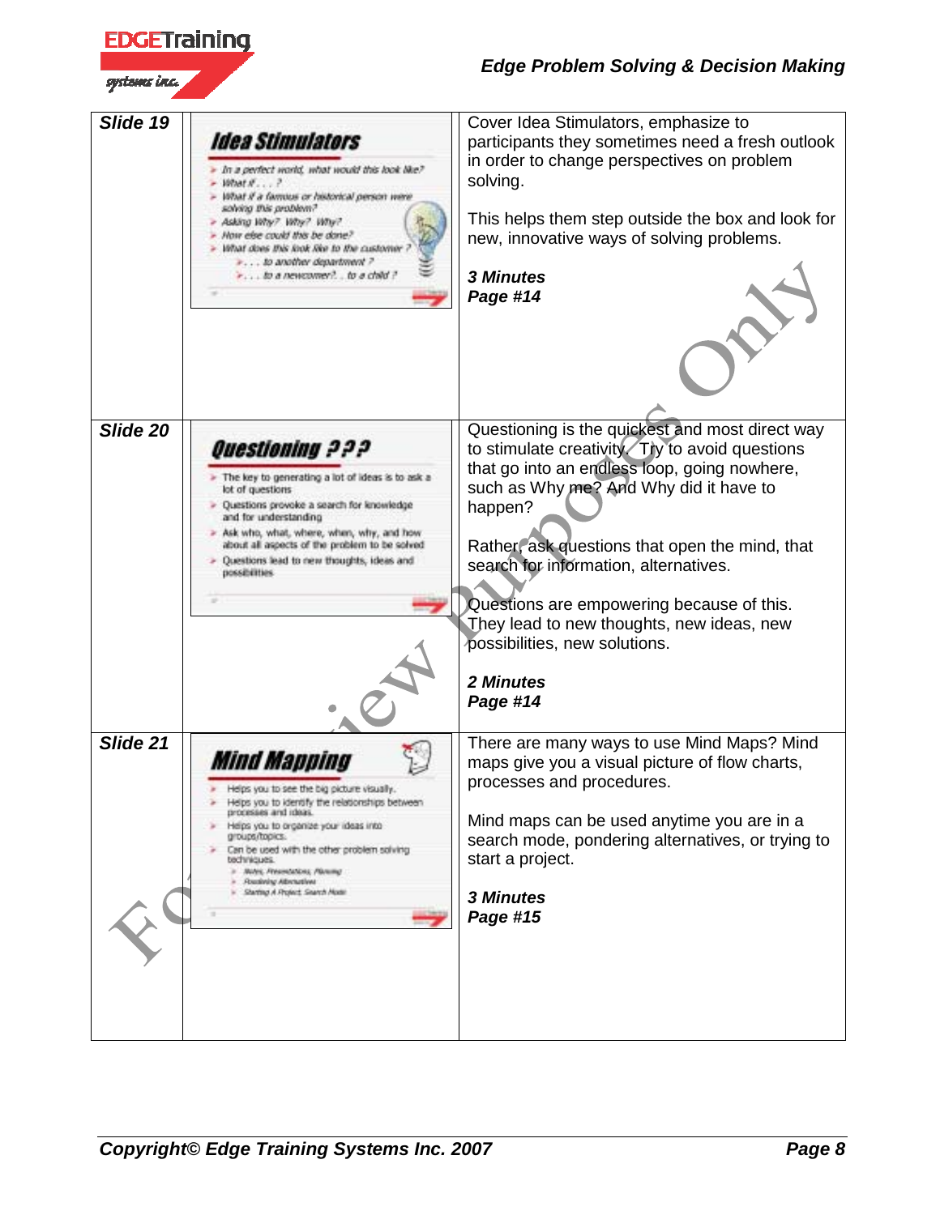| | | |
|---|---|---|
| ***Slide 19*** | **Idea Stimulators**<br>➢ In a perfect world, what would this look like?<br>➢ What if . . . ?<br>➢ What if a famous or historical person were solving this problem?<br>➢ Asking Why? Why? Why?<br>➢ How else could this be done?<br>➢ What does this look like to the customer ?<br>➢ . . . to another department ?<br>➢ . . . to a newcomer? . . to a child ? | Cover Idea Stimulators, emphasize to participants they sometimes need a fresh outlook in order to change perspectives on problem solving.<br><br>This helps them step outside the box and look for new, innovative ways of solving problems.<br><br>***3 Minutes***<br>***Page #14*** |
| ***Slide 20*** | **Questioning ???**<br>➢ The key to generating a lot of ideas is to ask a lot of questions<br>➢ Questions provoke a search for knowledge and for understanding<br>➢ Ask who, what, where, when, why, and how about all aspects of the problem to be solved<br>➢ Questions lead to new thoughts, ideas and possibilities | Questioning is the quickest and most direct way to stimulate creativity. Try to avoid questions that go into an endless loop, going nowhere, such as Why me? And Why did it have to happen?<br><br>Rather, ask questions that open the mind, that search for information, alternatives.<br><br>Questions are empowering because of this. They lead to new thoughts, new ideas, new possibilities, new solutions.<br><br>***2 Minutes***<br>***Page #14*** |
| ***Slide 21*** | **Mind Mapping**<br>➢ Helps you to see the big picture visually.<br>➢ Helps you to identify the relationships between processes and ideas.<br>➢ Helps you to organize your ideas into groups/topics.<br>➢ Can be used with the other problem solving techniques.<br>➢ Notes, Presentations, Planning<br>➢ Pondering Alternatives<br>➢ Starting A Project, Search Mode | There are many ways to use Mind Maps? Mind maps give you a visual picture of flow charts, processes and procedures.<br><br>Mind maps can be used anytime you are in a search mode, pondering alternatives, or trying to start a project.<br><br>***3 Minutes***<br>***Page #15*** |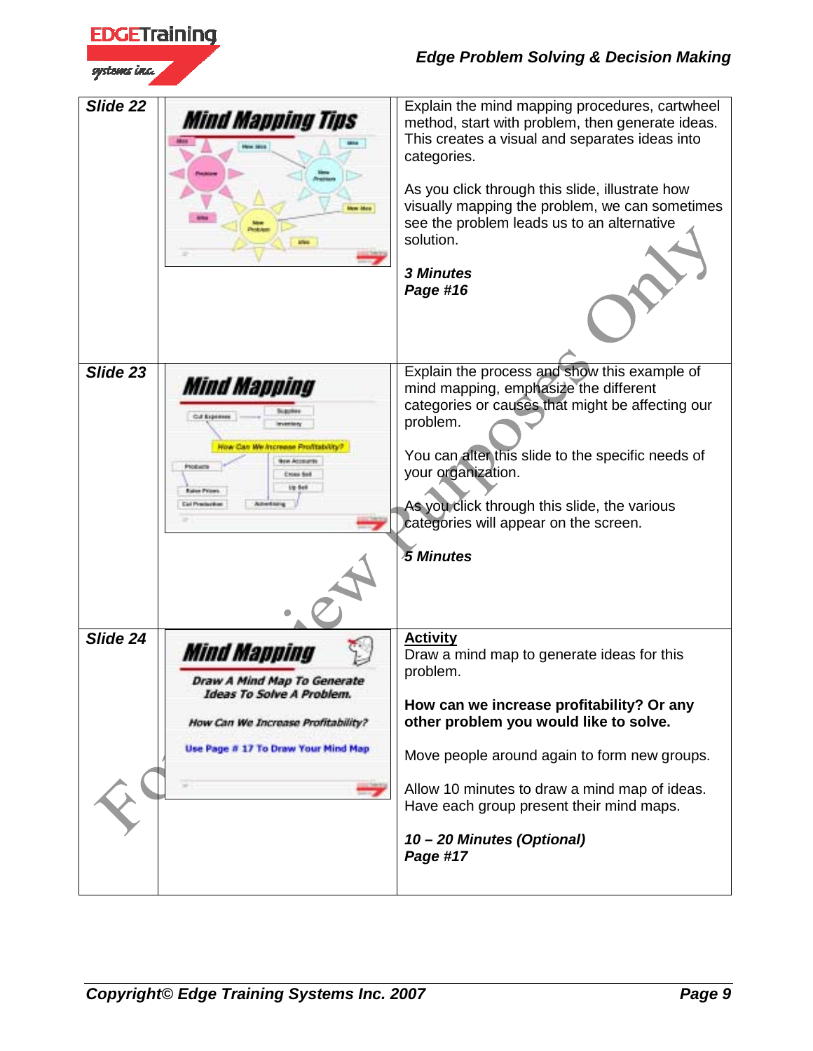| | | |
|---|---|---|
| ***Slide 22*** | **Mind Mapping Tips** | Explain the mind mapping procedures, cartwheel method, start with problem, then generate ideas. This creates a visual and separates ideas into categories.<br><br>As you click through this slide, illustrate how visually mapping the problem, we can sometimes see the problem leads us to an alternative solution.<br><br>***3 Minutes***<br>***Page #16*** |
| ***Slide 23*** | **Mind Mapping** | Explain the process and show this example of mind mapping, emphasize the different categories or causes that might be affecting our problem.<br><br>You can alter this slide to the specific needs of your organization.<br><br>As you click through this slide, the various categories will appear on the screen.<br><br>***5 Minutes*** |
| ***Slide 24*** | **Mind Mapping**<br>*Draw A Mind Map To Generate Ideas To Solve A Problem.*<br>*How Can We Increase Profitability?*<br>Use Page # 17 To Draw Your Mind Map | **Activity**<br>Draw a mind map to generate ideas for this problem.<br><br>**How can we increase profitability? Or any other problem you would like to solve.**<br><br>Move people around again to form new groups.<br><br>Allow 10 minutes to draw a mind map of ideas. Have each group present their mind maps.<br><br>***10 – 20 Minutes (Optional)***<br>***Page #17*** |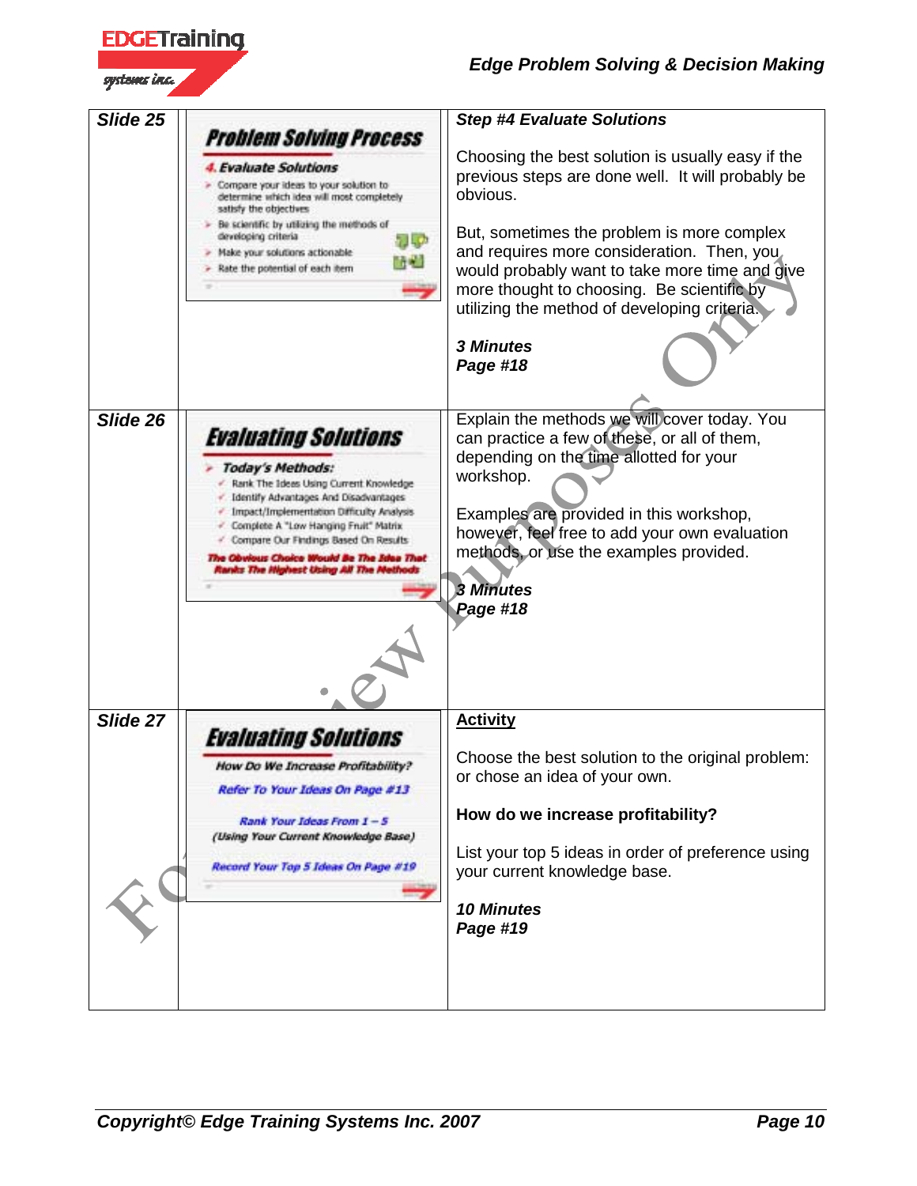| Slide | Slide Content | Notes |
|---|---|---|
| ***Slide 25*** | **Problem Solving Process**<br>*4. Evaluate Solutions*<br>- Compare your ideas to your solution to determine which idea will most completely satisfy the objectives<br>- Be scientific by utilizing the methods of developing criteria<br>- Make your solutions actionable<br>- Rate the potential of each item | ***Step #4 Evaluate Solutions***<br><br>Choosing the best solution is usually easy if the previous steps are done well. It will probably be obvious.<br><br>But, sometimes the problem is more complex and requires more consideration. Then, you would probably want to take more time and give more thought to choosing. Be scientific by utilizing the method of developing criteria.<br><br>***3 Minutes***<br>***Page #18*** |
| ***Slide 26*** | **Evaluating Solutions**<br>*Today's Methods:*<br>- Rank The Ideas Using Current Knowledge<br>- Identify Advantages And Disadvantages<br>- Impact/Implementation Difficulty Analysis<br>- Complete A "Low Hanging Fruit" Matrix<br>- Compare Our Findings Based On Results<br>*The Obvious Choice Would Be The Idea That Ranks The Highest Using All The Methods* | Explain the methods we will cover today. You can practice a few of these, or all of them, depending on the time allotted for your workshop.<br><br>Examples are provided in this workshop, however, feel free to add your own evaluation methods, or use the examples provided.<br><br>***3 Minutes***<br>***Page #18*** |
| ***Slide 27*** | **Evaluating Solutions**<br>*How Do We Increase Profitability?*<br>*Refer To Your Ideas On Page #13*<br>*Rank Your Ideas From 1 – 5 (Using Your Current Knowledge Base)*<br>*Record Your Top 5 Ideas On Page #19* | **Activity**<br><br>Choose the best solution to the original problem: or chose an idea of your own.<br><br>**How do we increase profitability?**<br><br>List your top 5 ideas in order of preference using your current knowledge base.<br><br>***10 Minutes***<br>***Page #19*** |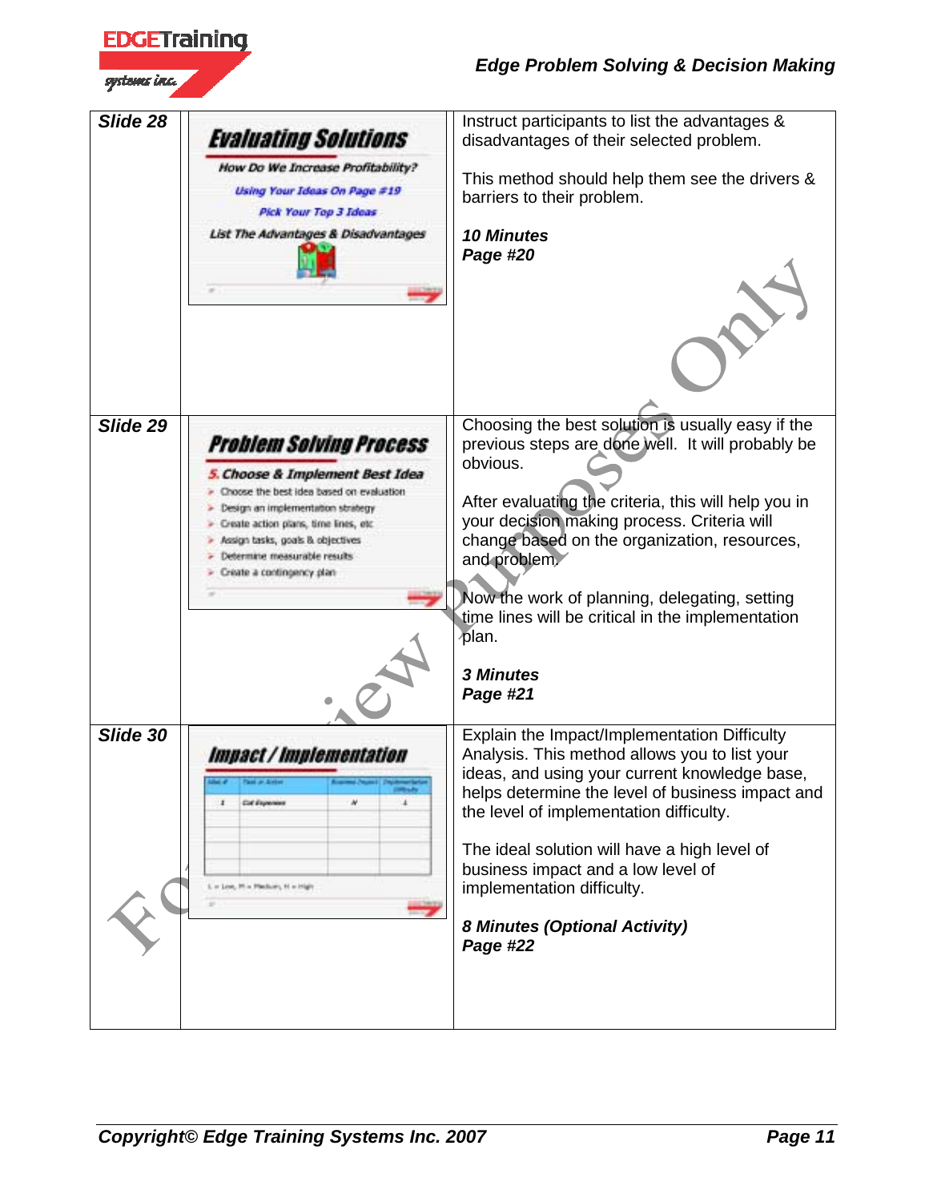| | | |
|---|---|---|
| ***Slide 28*** | **Evaluating Solutions**<br>*How Do We Increase Profitability?*<br>*Using Your Ideas On Page #19*<br>*Pick Your Top 3 Ideas*<br>*List The Advantages & Disadvantages* | Instruct participants to list the advantages & disadvantages of their selected problem.<br><br>This method should help them see the drivers & barriers to their problem.<br><br>***10 Minutes***<br>***Page #20*** |
| ***Slide 29*** | **Problem Solving Process**<br>*5. Choose & Implement Best Idea*<br>- Choose the best idea based on evaluation<br>- Design an implementation strategy<br>- Create action plans, time lines, etc<br>- Assign tasks, goals & objectives<br>- Determine measurable results<br>- Create a contingency plan | Choosing the best solution is usually easy if the previous steps are done well. It will probably be obvious.<br><br>After evaluating the criteria, this will help you in your decision making process. Criteria will change based on the organization, resources, and problem.<br><br>Now the work of planning, delegating, setting time lines will be critical in the implementation plan.<br><br>***3 Minutes***<br>***Page #21*** |
| ***Slide 30*** | **Impact / Implementation**<br>Idea # / Task or Action / Business Impact / Implementation Difficulty<br>1 / Cut Expenses / H / L<br>L = Low, M = Medium, H = High | Explain the Impact/Implementation Difficulty Analysis. This method allows you to list your ideas, and using your current knowledge base, helps determine the level of business impact and the level of implementation difficulty.<br><br>The ideal solution will have a high level of business impact and a low level of implementation difficulty.<br><br>***8 Minutes (Optional Activity)***<br>***Page #22*** |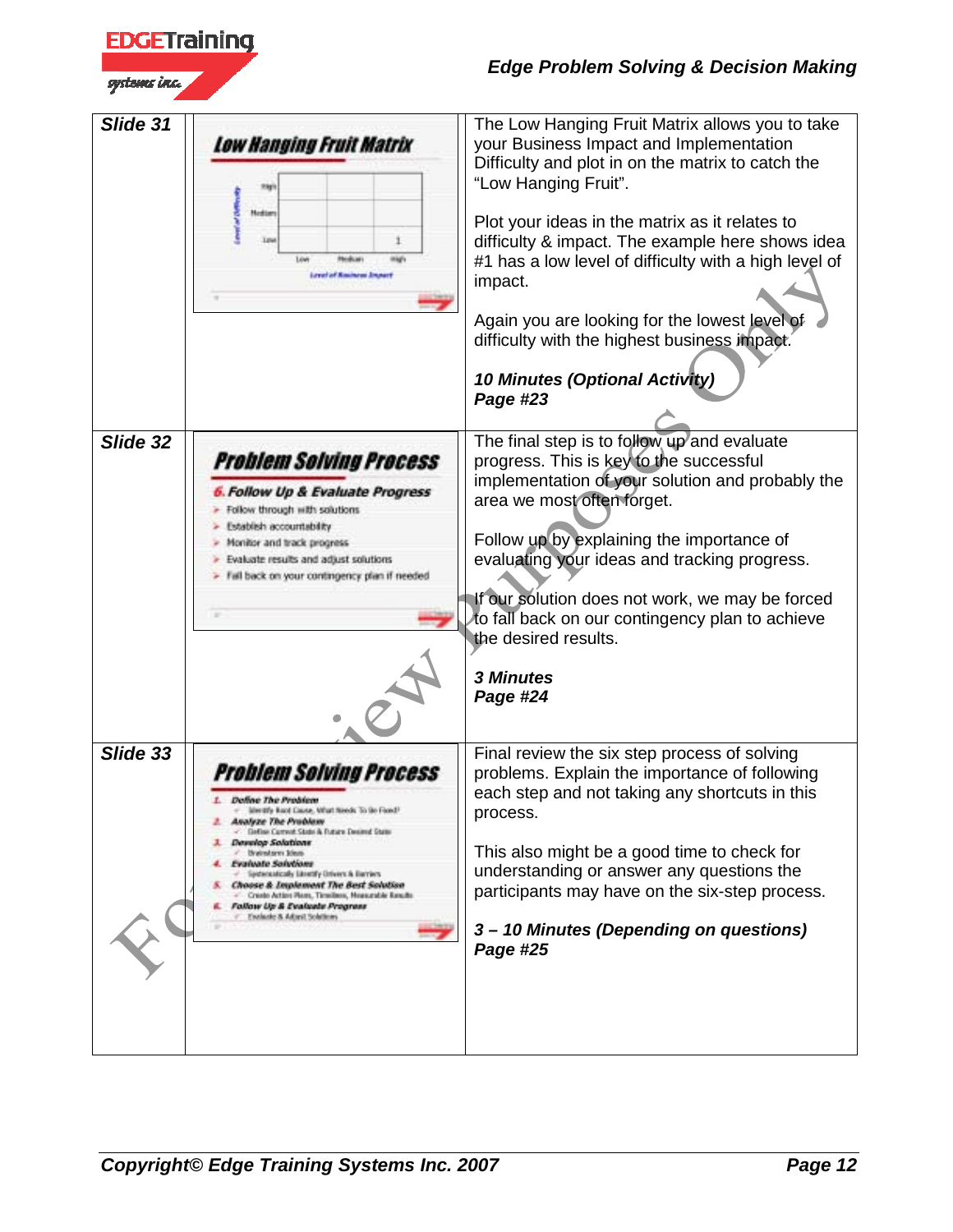| | | |
|---|---|---|
| ***Slide 31*** | **Low Hanging Fruit Matrix**<br>Level of Difficulty: High, Medium, Low<br>Level of Business Impact: Low, Medium, High<br>1 | The Low Hanging Fruit Matrix allows you to take your Business Impact and Implementation Difficulty and plot in on the matrix to catch the "Low Hanging Fruit".<br><br>Plot your ideas in the matrix as it relates to difficulty & impact. The example here shows idea #1 has a low level of difficulty with a high level of impact.<br><br>Again you are looking for the lowest level of difficulty with the highest business impact.<br><br>***10 Minutes (Optional Activity)***<br>***Page #23*** |
| ***Slide 32*** | **Problem Solving Process**<br>*6. Follow Up & Evaluate Progress*<br>- Follow through with solutions<br>- Establish accountability<br>- Monitor and track progress<br>- Evaluate results and adjust solutions<br>- Fall back on your contingency plan if needed | The final step is to follow up and evaluate progress. This is key to the successful implementation of your solution and probably the area we most often forget.<br><br>Follow up by explaining the importance of evaluating your ideas and tracking progress.<br><br>If our solution does not work, we may be forced to fall back on our contingency plan to achieve the desired results.<br><br>***3 Minutes***<br>***Page #24*** |
| ***Slide 33*** | **Problem Solving Process**<br>1. *Define The Problem* – Identify Root Cause, What Needs To Be Fixed?<br>2. *Analyze The Problem* – Define Current State & Future Desired State<br>3. *Develop Solutions* – Brainstorm Ideas<br>4. *Evaluate Solutions* – Systematically Identify Drivers & Barriers<br>5. *Choose & Implement The Best Solution* – Create Action Plans, Timelines, Measurable Results<br>6. *Follow Up & Evaluate Progress* – Evaluate & Adjust Solutions | Final review the six step process of solving problems. Explain the importance of following each step and not taking any shortcuts in this process.<br><br>This also might be a good time to check for understanding or answer any questions the participants may have on the six-step process.<br><br>***3 – 10 Minutes (Depending on questions)***<br>***Page #25*** |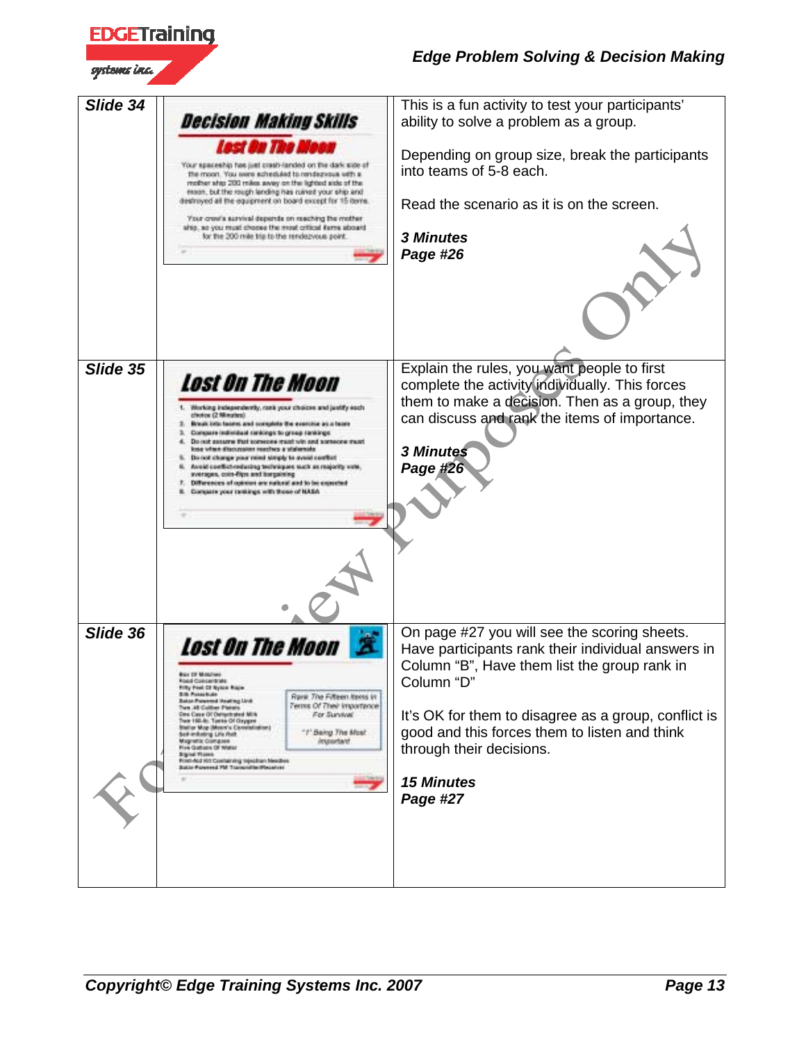| | | |
|---|---|---|
| ***Slide 34*** | **Decision Making Skills**<br>**Lost On The Moon**<br>Your spaceship has just crash-landed on the dark side of the moon. You were scheduled to rendezvous with a mother ship 200 miles away on the lighted side of the moon, but the rough landing has ruined your ship and destroyed all the equipment on board except for 15 items.<br>Your crew's survival depends on reaching the mother ship, so you must choose the most critical items aboard for the 200 mile trip to the rendezvous point. | This is a fun activity to test your participants' ability to solve a problem as a group.<br><br>Depending on group size, break the participants into teams of 5-8 each.<br><br>Read the scenario as it is on the screen.<br><br>***3 Minutes***<br>***Page #26*** |
| ***Slide 35*** | **Lost On The Moon**<br>1. Working independently, rank your choices and justify each choice (2 Minutes)<br>2. Break into teams and complete the exercise as a team<br>3. Compare individual rankings to group rankings<br>4. Do not assume that someone must win and someone must lose when discussion reaches a stalemate<br>5. Do not change your mind simply to avoid conflict<br>6. Avoid conflict-reducing techniques such as majority vote, averages, coin-flips and bargaining<br>7. Differences of opinion are natural and to be expected<br>8. Compare your rankings with those of NASA | Explain the rules, you want people to first complete the activity individually. This forces them to make a decision. Then as a group, they can discuss and rank the items of importance.<br><br>***3 Minutes***<br>***Page #26*** |
| ***Slide 36*** | **Lost On The Moon**<br>Box Of Matches<br>Food Concentrate<br>Fifty Feet Of Nylon Rope<br>Silk Parachute<br>Solar-Powered Heating Unit<br>Two .45 Caliber Pistols<br>One Case Of Dehydrated Milk<br>Two 100-lb. Tanks Of Oxygen<br>Stellar Map (Moon's Constellation)<br>Self-Inflating Life Raft<br>Magnetic Compass<br>Five Gallons Of Water<br>Signal Flares<br>First-Aid Kit Containing Injection Needles<br>Solar-Powered FM Transmitter/Receiver<br>*Rank The Fifteen Items In Terms Of Their Importance For Survival*<br>*"1" Being The Most Important* | On page #27 you will see the scoring sheets. Have participants rank their individual answers in Column "B", Have them list the group rank in Column "D"<br><br>It's OK for them to disagree as a group, conflict is good and this forces them to listen and think through their decisions.<br><br>***15 Minutes***<br>***Page #27*** |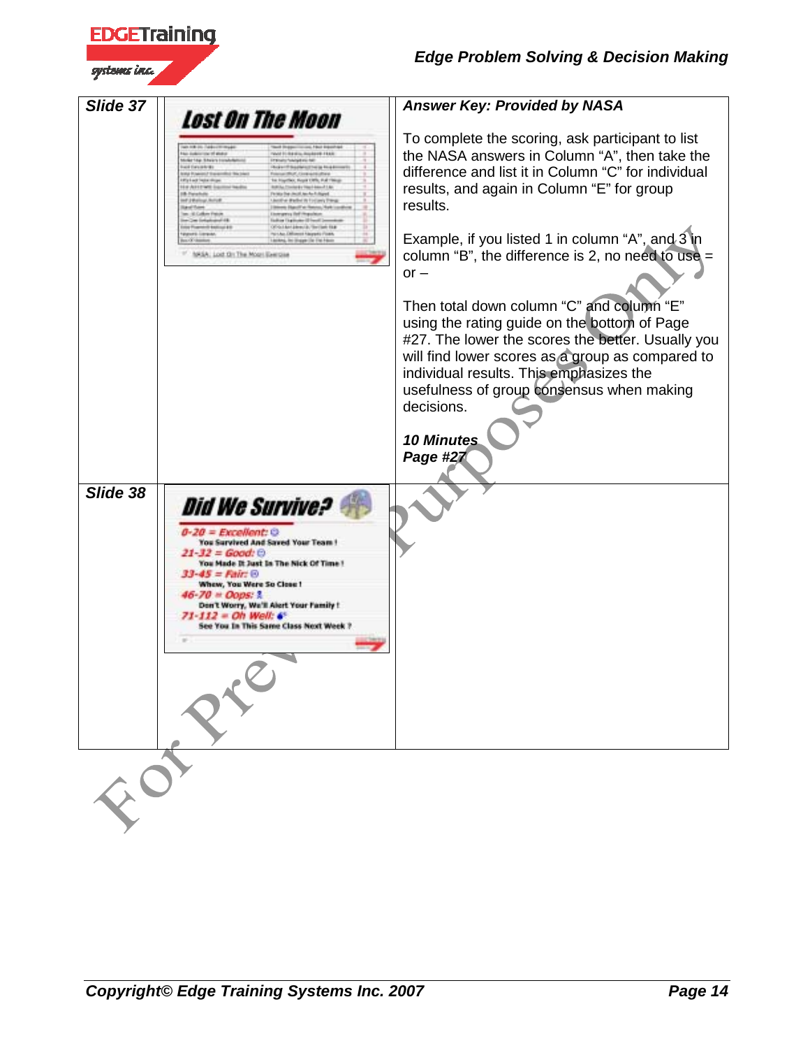| | | |
|---|---|---|
| ***Slide 37*** | **Lost On The Moon** | ***Answer Key: Provided by NASA***<br><br>To complete the scoring, ask participant to list the NASA answers in Column "A", then take the difference and list it in Column "C" for individual results, and again in Column "E" for group results.<br><br>Example, if you listed 1 in column "A", and 3 in column "B", the difference is 2, no need to use = or –<br><br>Then total down column "C" and column "E" using the rating guide on the bottom of Page #27. The lower the scores the better. Usually you will find lower scores as a group as compared to individual results. This emphasizes the usefulness of group consensus when making decisions.<br><br>***10 Minutes***<br>***Page #27*** |
| ***Slide 38*** | **Did We Survive?**<br>0-20 = Excellent:<br>You Survived And Saved Your Team !<br>21-32 = Good:<br>You Made It Just In The Nick Of Time !<br>33-45 = Fair:<br>Whew, You Were So Close !<br>46-70 = Oops:<br>Don't Worry, We'll Alert Your Family !<br>71-112 = Oh Well:<br>See You In This Same Class Next Week ? | |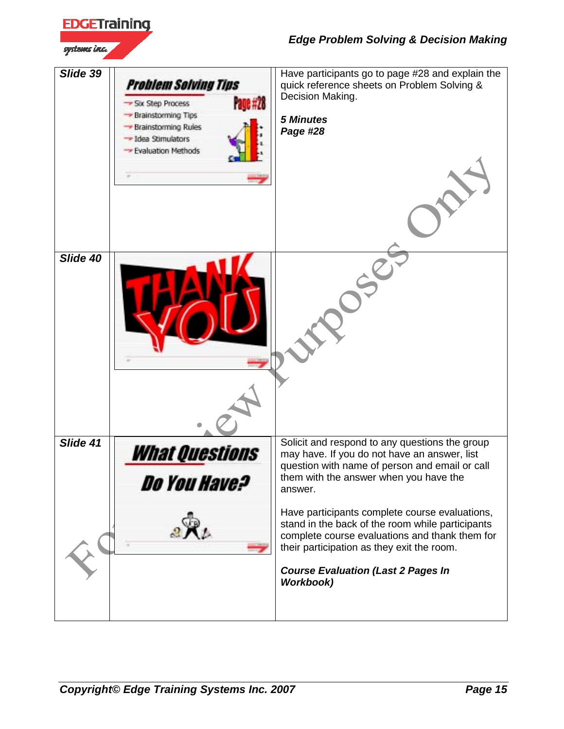| | | |
|---|---|---|
| ***Slide 39*** | **Problem Solving Tips** Page #28 Six Step Process; Brainstorming Tips; Brainstorming Rules; Idea Stimulators; Evaluation Methods | Have participants go to page #28 and explain the quick reference sheets on Problem Solving & Decision Making.<br><br>***5 Minutes***<br>***Page #28*** |
| ***Slide 40*** | THANK YOU | |
| ***Slide 41*** | **What Questions Do You Have?** | Solicit and respond to any questions the group may have. If you do not have an answer, list question with name of person and email or call them with the answer when you have the answer.<br><br>Have participants complete course evaluations, stand in the back of the room while participants complete course evaluations and thank them for their participation as they exit the room.<br><br>***Course Evaluation (Last 2 Pages In Workbook)*** |